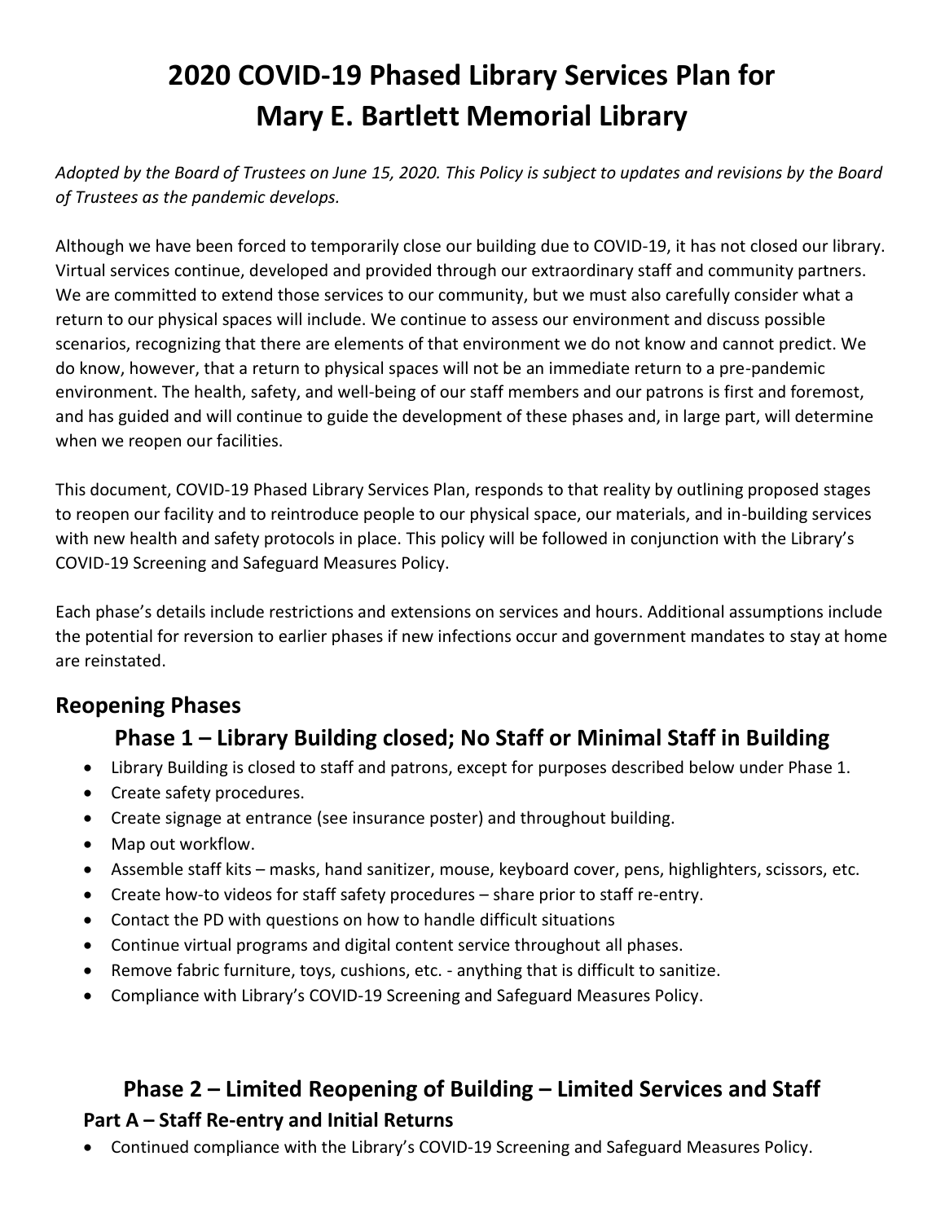# 2020 COVID-19 Phased Library Services Plan for Mary E. Bartlett Memorial Library

*Adopted by the Board of Trustees on June 15, 2020. This Policy is subject to updates and revisions by the Board of Trustees as the pandemic develops.*

Although we have been forced to temporarily close our building due to COVID-19, it has not closed our library. Virtual services continue, developed and provided through our extraordinary staff and community partners. We are committed to extend those services to our community, but we must also carefully consider what a return to our physical spaces will include. We continue to assess our environment and discuss possible scenarios, recognizing that there are elements of that environment we do not know and cannot predict. We do know, however, that a return to physical spaces will not be an immediate return to a pre-pandemic environment. The health, safety, and well-being of our staff members and our patrons is first and foremost, and has guided and will continue to guide the development of these phases and, in large part, will determine when we reopen our facilities.

This document, COVID-19 Phased Library Services Plan, responds to that reality by outlining proposed stages to reopen our facility and to reintroduce people to our physical space, our materials, and in-building services with new health and safety protocols in place. This policy will be followed in conjunction with the Library's COVID-19 Screening and Safeguard Measures Policy.

Each phase's details include restrictions and extensions on services and hours. Additional assumptions include the potential for reversion to earlier phases if new infections occur and government mandates to stay at home are reinstated.

## Reopening Phases

### Phase 1 – Library Building closed; No Staff or Minimal Staff in Building

- Library Building is closed to staff and patrons, except for purposes described below under Phase 1.
- Create safety procedures.
- Create signage at entrance (see insurance poster) and throughout building.
- Map out workflow.
- Assemble staff kits – masks, hand sanitizer, mouse, keyboard cover, pens, highlighters, scissors, etc.
- Create how-to videos for staff safety procedures – share prior to staff re-entry.
- Contact the PD with questions on how to handle difficult situations
- Continue virtual programs and digital content service throughout all phases.
- Remove fabric furniture, toys, cushions, etc. - anything that is difficult to sanitize.
- Compliance with Library's COVID-19 Screening and Safeguard Measures Policy.

### Phase 2 – Limited Reopening of Building – Limited Services and Staff

#### Part A – Staff Re-entry and Initial Returns

- Continued compliance with the Library's COVID-19 Screening and Safeguard Measures Policy.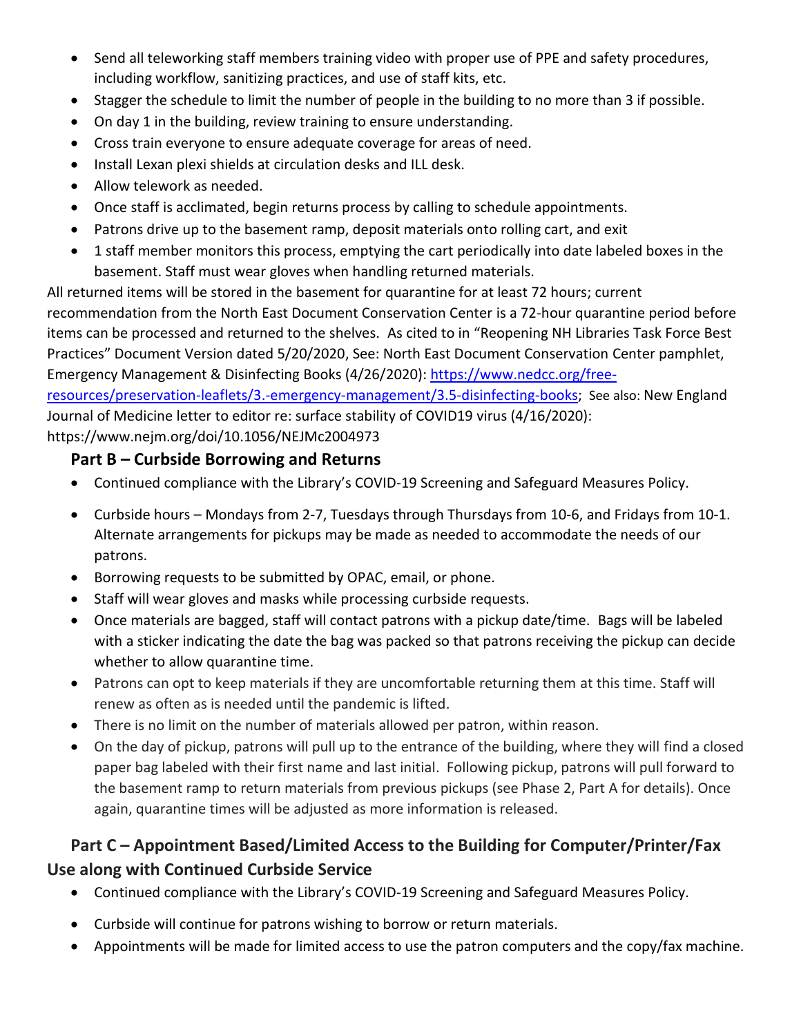- Send all teleworking staff members training video with proper use of PPE and safety procedures, including workflow, sanitizing practices, and use of staff kits, etc.
- Stagger the schedule to limit the number of people in the building to no more than 3 if possible.
- On day 1 in the building, review training to ensure understanding.
- Cross train everyone to ensure adequate coverage for areas of need.
- Install Lexan plexi shields at circulation desks and ILL desk.
- Allow telework as needed.
- Once staff is acclimated, begin returns process by calling to schedule appointments.
- Patrons drive up to the basement ramp, deposit materials onto rolling cart, and exit
- 1 staff member monitors this process, emptying the cart periodically into date labeled boxes in the basement. Staff must wear gloves when handling returned materials.

All returned items will be stored in the basement for quarantine for at least 72 hours; current recommendation from the North East Document Conservation Center is a 72-hour quarantine period before items can be processed and returned to the shelves. As cited to in "Reopening NH Libraries Task Force Best Practices" Document Version dated 5/20/2020, See: North East Document Conservation Center pamphlet, Emergency Management & Disinfecting Books (4/26/2020): [https://www.nedcc.org/free-resources/preservation-leaflets/3.-emergency-management/3.5-disinfecting-books](https://www.nedcc.org/free-resources/preservation-leaflets/3.-emergency-management/3.5-disinfecting-books); See also: New England Journal of Medicine letter to editor re: surface stability of COVID19 virus (4/16/2020): https://www.nejm.org/doi/10.1056/NEJMc2004973

## Part B – Curbside Borrowing and Returns

- Continued compliance with the Library's COVID-19 Screening and Safeguard Measures Policy.
- Curbside hours – Mondays from 2-7, Tuesdays through Thursdays from 10-6, and Fridays from 10-1. Alternate arrangements for pickups may be made as needed to accommodate the needs of our patrons.
- Borrowing requests to be submitted by OPAC, email, or phone.
- Staff will wear gloves and masks while processing curbside requests.
- Once materials are bagged, staff will contact patrons with a pickup date/time. Bags will be labeled with a sticker indicating the date the bag was packed so that patrons receiving the pickup can decide whether to allow quarantine time.
- Patrons can opt to keep materials if they are uncomfortable returning them at this time. Staff will renew as often as is needed until the pandemic is lifted.
- There is no limit on the number of materials allowed per patron, within reason.
- On the day of pickup, patrons will pull up to the entrance of the building, where they will find a closed paper bag labeled with their first name and last initial. Following pickup, patrons will pull forward to the basement ramp to return materials from previous pickups (see Phase 2, Part A for details). Once again, quarantine times will be adjusted as more information is released.

## Part C – Appointment Based/Limited Access to the Building for Computer/Printer/Fax Use along with Continued Curbside Service

- Continued compliance with the Library's COVID-19 Screening and Safeguard Measures Policy.
- Curbside will continue for patrons wishing to borrow or return materials.
- Appointments will be made for limited access to use the patron computers and the copy/fax machine.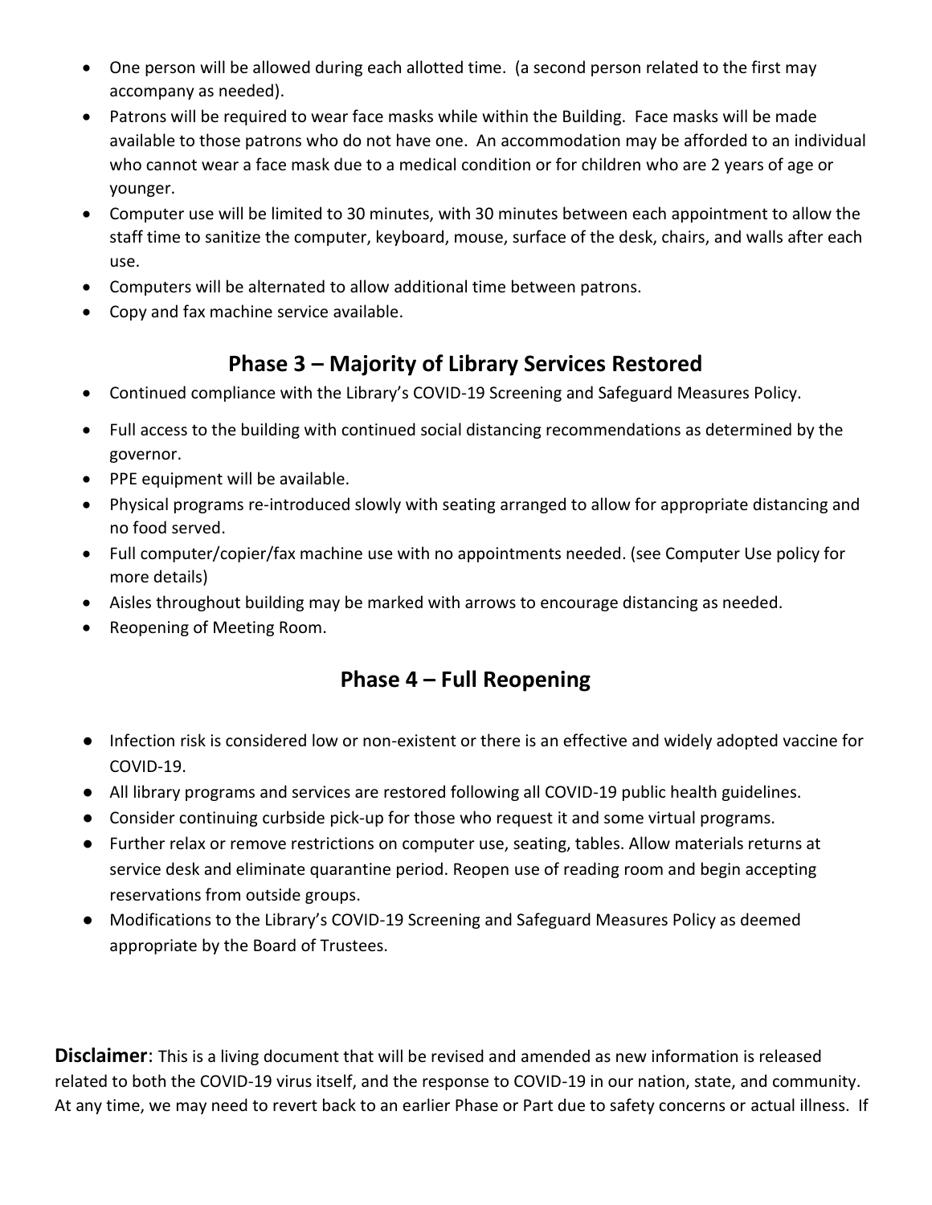- One person will be allowed during each allotted time. (a second person related to the first may accompany as needed).
- Patrons will be required to wear face masks while within the Building. Face masks will be made available to those patrons who do not have one. An accommodation may be afforded to an individual who cannot wear a face mask due to a medical condition or for children who are 2 years of age or younger.
- Computer use will be limited to 30 minutes, with 30 minutes between each appointment to allow the staff time to sanitize the computer, keyboard, mouse, surface of the desk, chairs, and walls after each use.
- Computers will be alternated to allow additional time between patrons.
- Copy and fax machine service available.

## Phase 3 – Majority of Library Services Restored

- Continued compliance with the Library's COVID-19 Screening and Safeguard Measures Policy.
- Full access to the building with continued social distancing recommendations as determined by the governor.
- PPE equipment will be available.
- Physical programs re-introduced slowly with seating arranged to allow for appropriate distancing and no food served.
- Full computer/copier/fax machine use with no appointments needed. (see Computer Use policy for more details)
- Aisles throughout building may be marked with arrows to encourage distancing as needed.
- Reopening of Meeting Room.

## Phase 4 – Full Reopening

- Infection risk is considered low or non-existent or there is an effective and widely adopted vaccine for COVID-19.
- All library programs and services are restored following all COVID-19 public health guidelines.
- Consider continuing curbside pick-up for those who request it and some virtual programs.
- Further relax or remove restrictions on computer use, seating, tables. Allow materials returns at service desk and eliminate quarantine period. Reopen use of reading room and begin accepting reservations from outside groups.
- Modifications to the Library's COVID-19 Screening and Safeguard Measures Policy as deemed appropriate by the Board of Trustees.

**Disclaimer**: This is a living document that will be revised and amended as new information is released related to both the COVID-19 virus itself, and the response to COVID-19 in our nation, state, and community. At any time, we may need to revert back to an earlier Phase or Part due to safety concerns or actual illness. If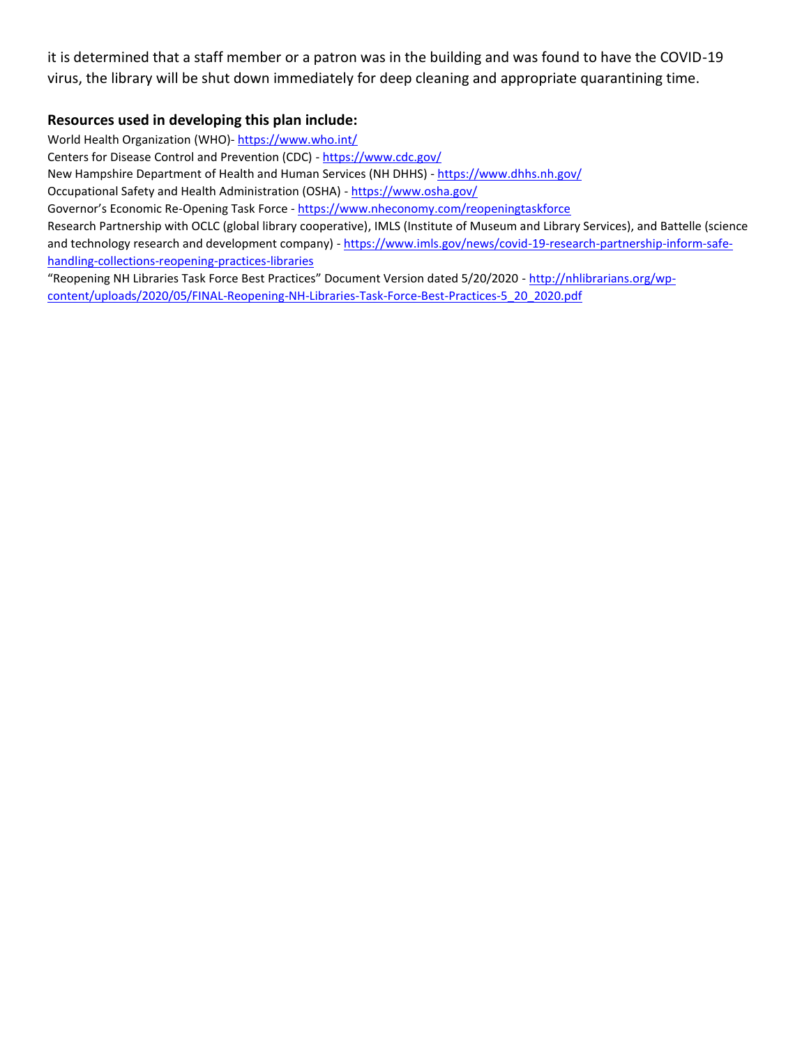it is determined that a staff member or a patron was in the building and was found to have the COVID-19 virus, the library will be shut down immediately for deep cleaning and appropriate quarantining time.

### Resources used in developing this plan include:

World Health Organization (WHO)- https://www.who.int/
Centers for Disease Control and Prevention (CDC) - https://www.cdc.gov/
New Hampshire Department of Health and Human Services (NH DHHS) - https://www.dhhs.nh.gov/
Occupational Safety and Health Administration (OSHA) - https://www.osha.gov/
Governor's Economic Re-Opening Task Force - https://www.nheconomy.com/reopeningtaskforce
Research Partnership with OCLC (global library cooperative), IMLS (Institute of Museum and Library Services), and Battelle (science and technology research and development company) - https://www.imls.gov/news/covid-19-research-partnership-inform-safe-handling-collections-reopening-practices-libraries
"Reopening NH Libraries Task Force Best Practices" Document Version dated 5/20/2020 - http://nhlibrarians.org/wp-content/uploads/2020/05/FINAL-Reopening-NH-Libraries-Task-Force-Best-Practices-5_20_2020.pdf